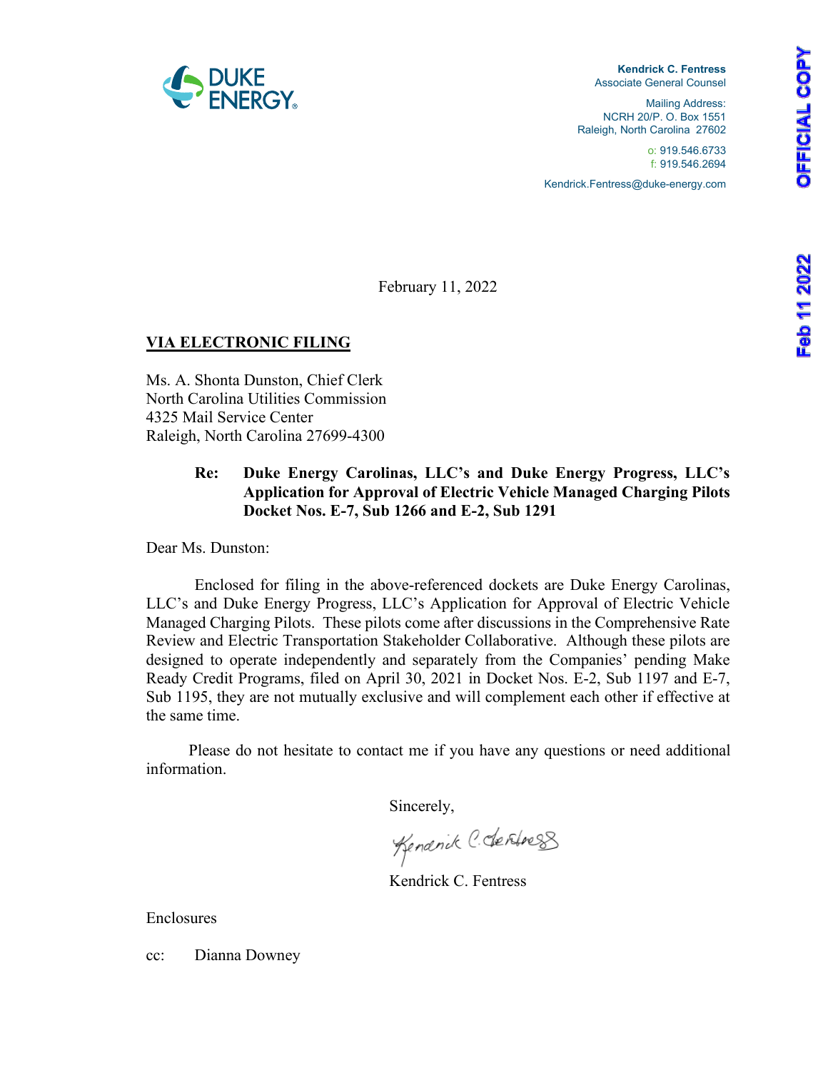**Kendrick C. Fentress**
Associate General Counsel

Mailing Address:
NCRH 20/P. O. Box 1551
Raleigh, North Carolina 27602

o: 919.546.6733
f: 919.546.2694

Kendrick.Fentress@duke-energy.com

February 11, 2022

**VIA ELECTRONIC FILING**

Ms. A. Shonta Dunston, Chief Clerk
North Carolina Utilities Commission
4325 Mail Service Center
Raleigh, North Carolina 27699-4300

**Re: Duke Energy Carolinas, LLC's and Duke Energy Progress, LLC's Application for Approval of Electric Vehicle Managed Charging Pilots Docket Nos. E-7, Sub 1266 and E-2, Sub 1291**

Dear Ms. Dunston:

Enclosed for filing in the above-referenced dockets are Duke Energy Carolinas, LLC's and Duke Energy Progress, LLC's Application for Approval of Electric Vehicle Managed Charging Pilots. These pilots come after discussions in the Comprehensive Rate Review and Electric Transportation Stakeholder Collaborative. Although these pilots are designed to operate independently and separately from the Companies' pending Make Ready Credit Programs, filed on April 30, 2021 in Docket Nos. E-2, Sub 1197 and E-7, Sub 1195, they are not mutually exclusive and will complement each other if effective at the same time.

Please do not hesitate to contact me if you have any questions or need additional information.

Sincerely,

Kendrick C. Fentress

Enclosures

cc: Dianna Downey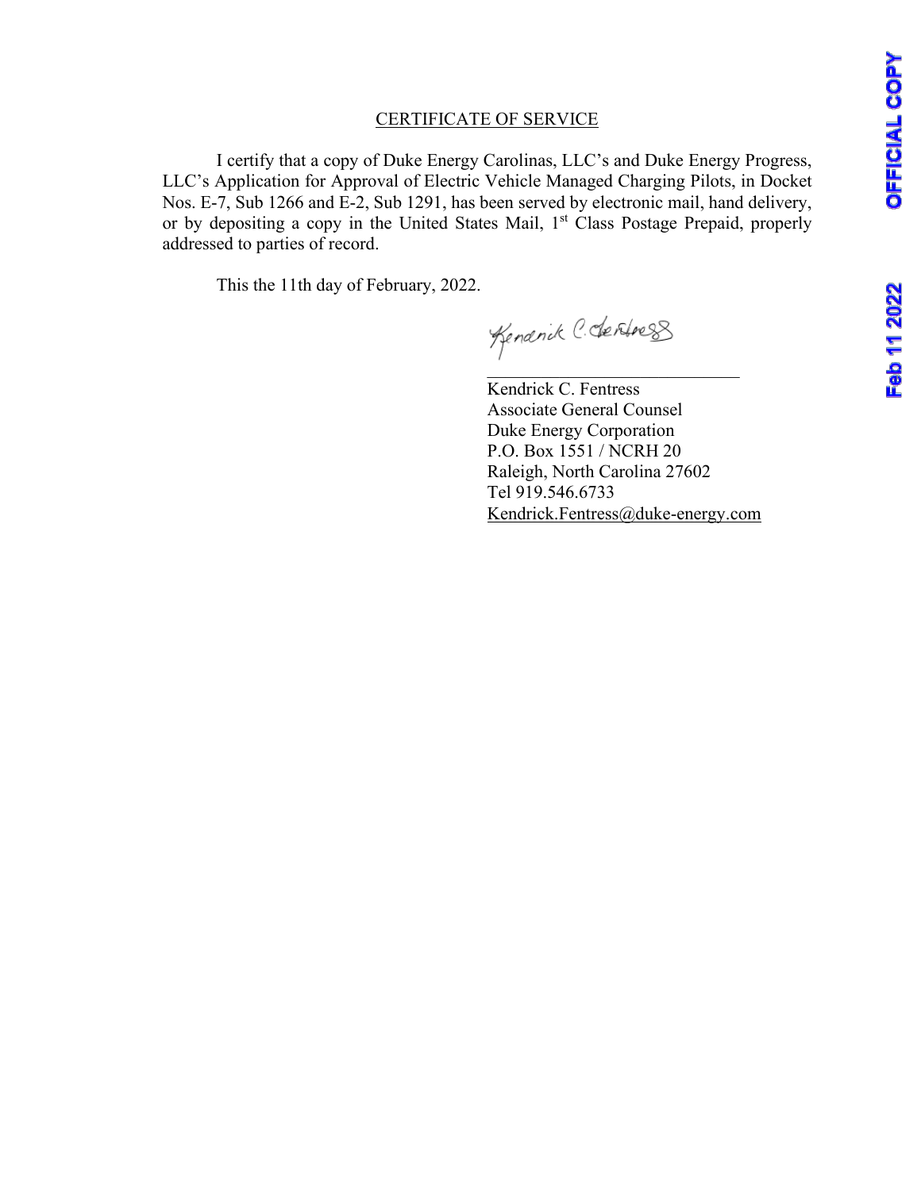## CERTIFICATE OF SERVICE

I certify that a copy of Duke Energy Carolinas, LLC's and Duke Energy Progress, LLC's Application for Approval of Electric Vehicle Managed Charging Pilots, in Docket Nos. E-7, Sub 1266 and E-2, Sub 1291, has been served by electronic mail, hand delivery, or by depositing a copy in the United States Mail, 1st Class Postage Prepaid, properly addressed to parties of record.

This the 11th day of February, 2022.

Kendrick C. Fentress
Associate General Counsel
Duke Energy Corporation
P.O. Box 1551 / NCRH 20
Raleigh, North Carolina 27602
Tel 919.546.6733
Kendrick.Fentress@duke-energy.com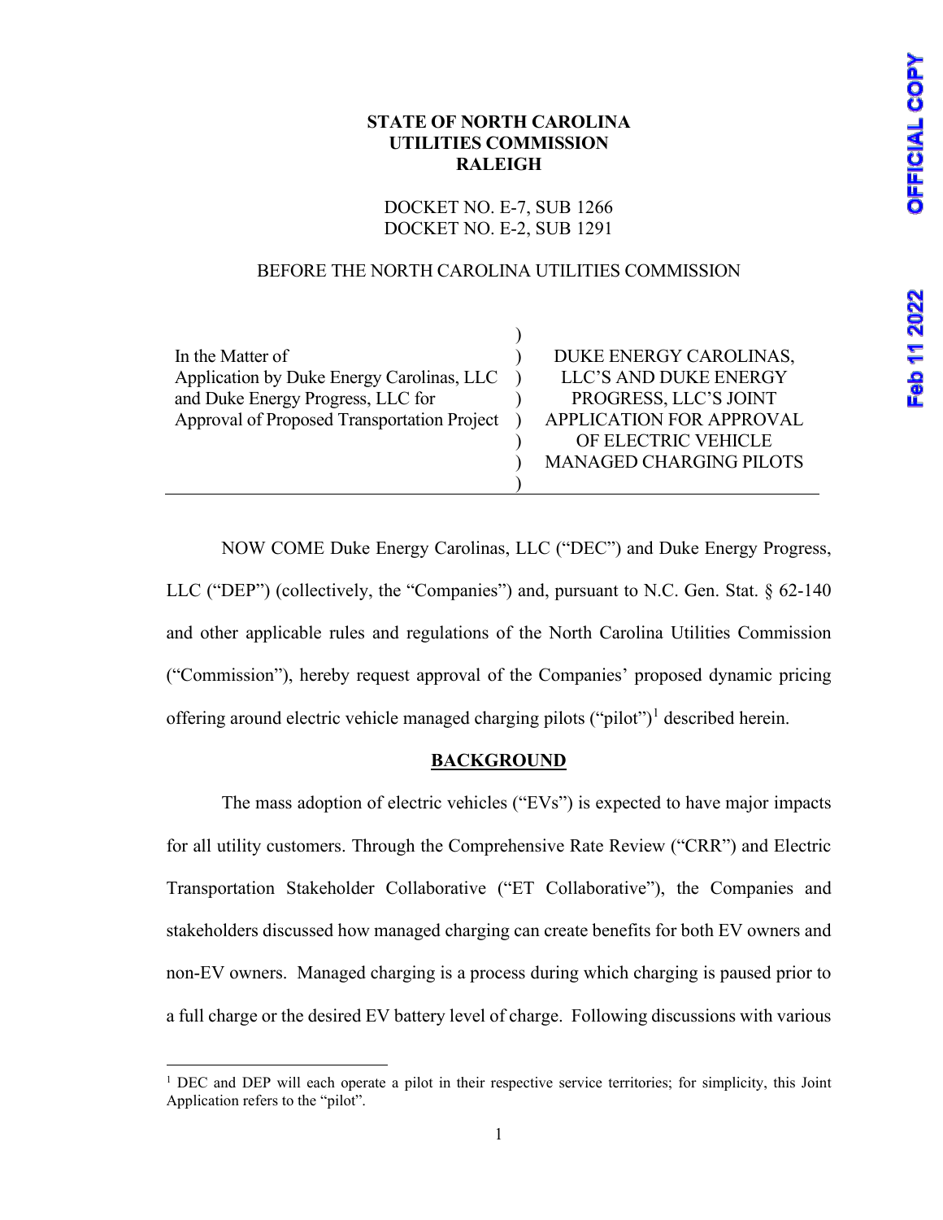**STATE OF NORTH CAROLINA**
**UTILITIES COMMISSION**
**RALEIGH**

DOCKET NO. E-7, SUB 1266
DOCKET NO. E-2, SUB 1291

BEFORE THE NORTH CAROLINA UTILITIES COMMISSION

| | | |
|---|---|---|
| In the Matter of Application by Duke Energy Carolinas, LLC and Duke Energy Progress, LLC for Approval of Proposed Transportation Project | ) | DUKE ENERGY CAROLINAS, LLC'S AND DUKE ENERGY PROGRESS, LLC'S JOINT APPLICATION FOR APPROVAL OF ELECTRIC VEHICLE MANAGED CHARGING PILOTS |

NOW COME Duke Energy Carolinas, LLC ("DEC") and Duke Energy Progress, LLC ("DEP") (collectively, the "Companies") and, pursuant to N.C. Gen. Stat. § 62-140 and other applicable rules and regulations of the North Carolina Utilities Commission ("Commission"), hereby request approval of the Companies' proposed dynamic pricing offering around electric vehicle managed charging pilots ("pilot")[1] described herein.

## BACKGROUND

The mass adoption of electric vehicles ("EVs") is expected to have major impacts for all utility customers. Through the Comprehensive Rate Review ("CRR") and Electric Transportation Stakeholder Collaborative ("ET Collaborative"), the Companies and stakeholders discussed how managed charging can create benefits for both EV owners and non-EV owners. Managed charging is a process during which charging is paused prior to a full charge or the desired EV battery level of charge. Following discussions with various

[1] DEC and DEP will each operate a pilot in their respective service territories; for simplicity, this Joint Application refers to the "pilot".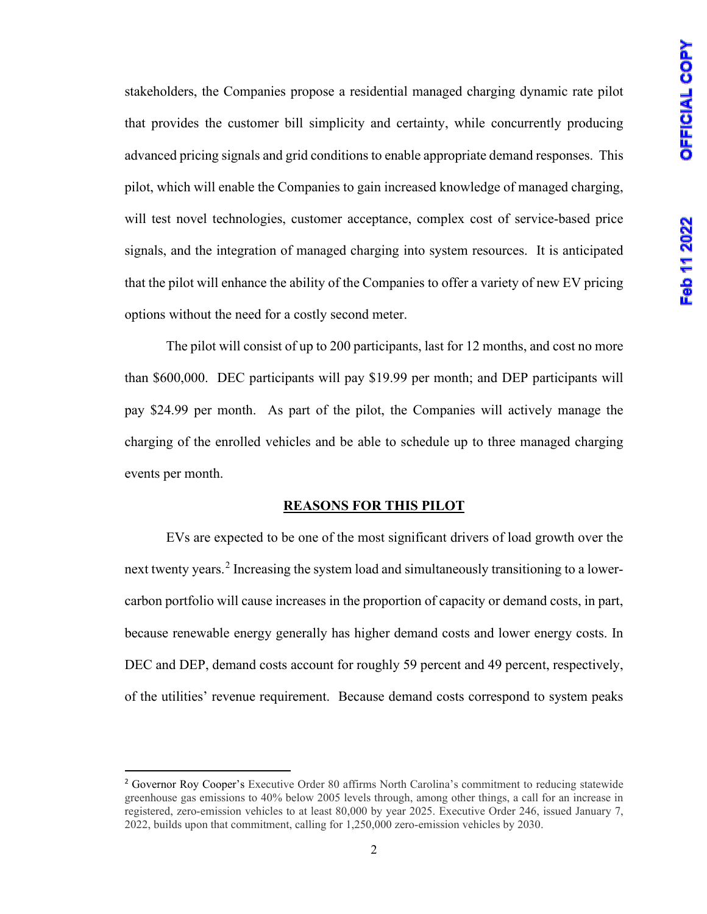stakeholders, the Companies propose a residential managed charging dynamic rate pilot that provides the customer bill simplicity and certainty, while concurrently producing advanced pricing signals and grid conditions to enable appropriate demand responses. This pilot, which will enable the Companies to gain increased knowledge of managed charging, will test novel technologies, customer acceptance, complex cost of service-based price signals, and the integration of managed charging into system resources. It is anticipated that the pilot will enhance the ability of the Companies to offer a variety of new EV pricing options without the need for a costly second meter.

The pilot will consist of up to 200 participants, last for 12 months, and cost no more than $600,000. DEC participants will pay $19.99 per month; and DEP participants will pay $24.99 per month. As part of the pilot, the Companies will actively manage the charging of the enrolled vehicles and be able to schedule up to three managed charging events per month.

## REASONS FOR THIS PILOT

EVs are expected to be one of the most significant drivers of load growth over the next twenty years.[2] Increasing the system load and simultaneously transitioning to a lower-carbon portfolio will cause increases in the proportion of capacity or demand costs, in part, because renewable energy generally has higher demand costs and lower energy costs. In DEC and DEP, demand costs account for roughly 59 percent and 49 percent, respectively, of the utilities' revenue requirement. Because demand costs correspond to system peaks

---

[2] Governor Roy Cooper's Executive Order 80 affirms North Carolina's commitment to reducing statewide greenhouse gas emissions to 40% below 2005 levels through, among other things, a call for an increase in registered, zero-emission vehicles to at least 80,000 by year 2025. Executive Order 246, issued January 7, 2022, builds upon that commitment, calling for 1,250,000 zero-emission vehicles by 2030.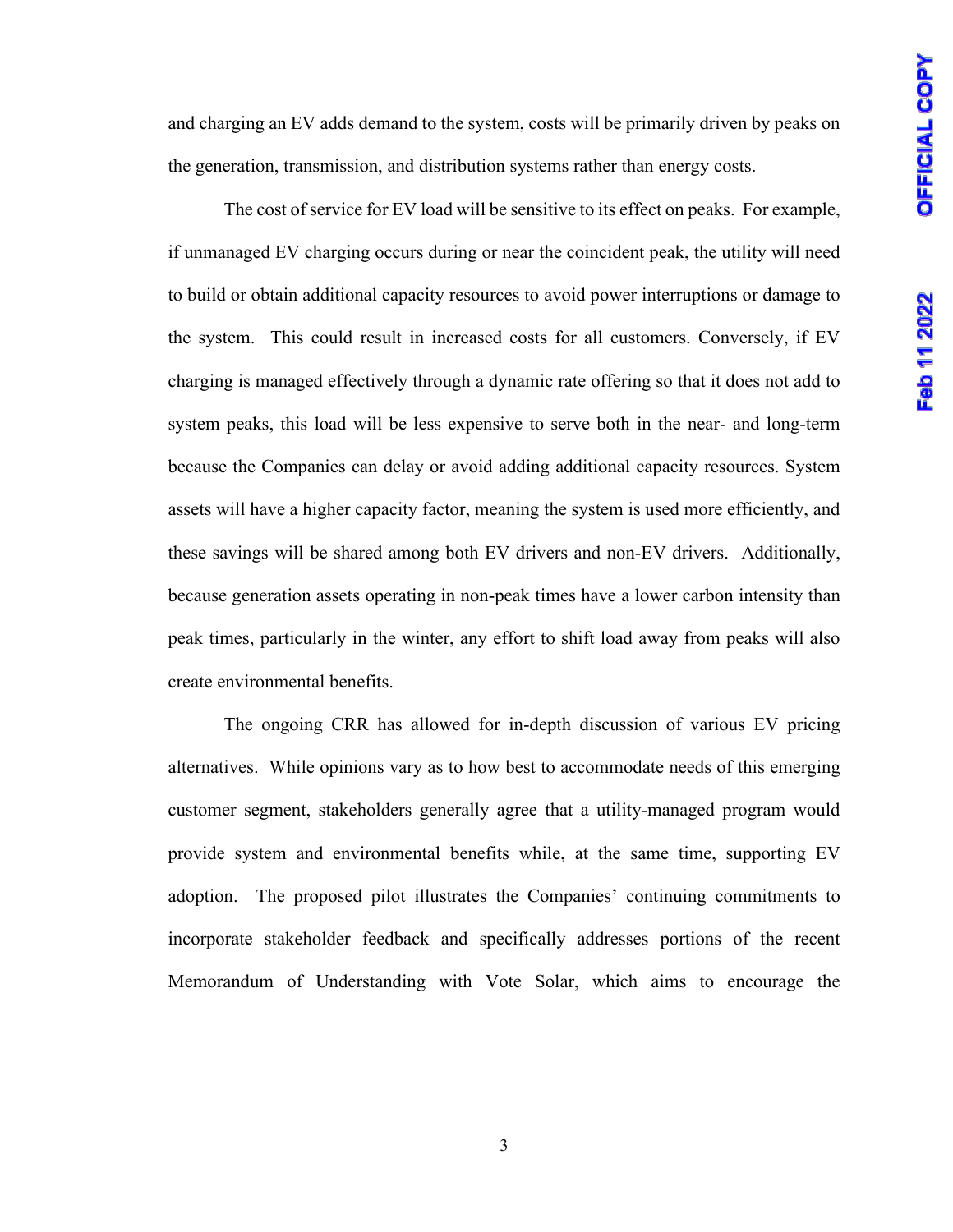and charging an EV adds demand to the system, costs will be primarily driven by peaks on the generation, transmission, and distribution systems rather than energy costs.

The cost of service for EV load will be sensitive to its effect on peaks. For example, if unmanaged EV charging occurs during or near the coincident peak, the utility will need to build or obtain additional capacity resources to avoid power interruptions or damage to the system. This could result in increased costs for all customers. Conversely, if EV charging is managed effectively through a dynamic rate offering so that it does not add to system peaks, this load will be less expensive to serve both in the near- and long-term because the Companies can delay or avoid adding additional capacity resources. System assets will have a higher capacity factor, meaning the system is used more efficiently, and these savings will be shared among both EV drivers and non-EV drivers. Additionally, because generation assets operating in non-peak times have a lower carbon intensity than peak times, particularly in the winter, any effort to shift load away from peaks will also create environmental benefits.

The ongoing CRR has allowed for in-depth discussion of various EV pricing alternatives. While opinions vary as to how best to accommodate needs of this emerging customer segment, stakeholders generally agree that a utility-managed program would provide system and environmental benefits while, at the same time, supporting EV adoption. The proposed pilot illustrates the Companies' continuing commitments to incorporate stakeholder feedback and specifically addresses portions of the recent Memorandum of Understanding with Vote Solar, which aims to encourage the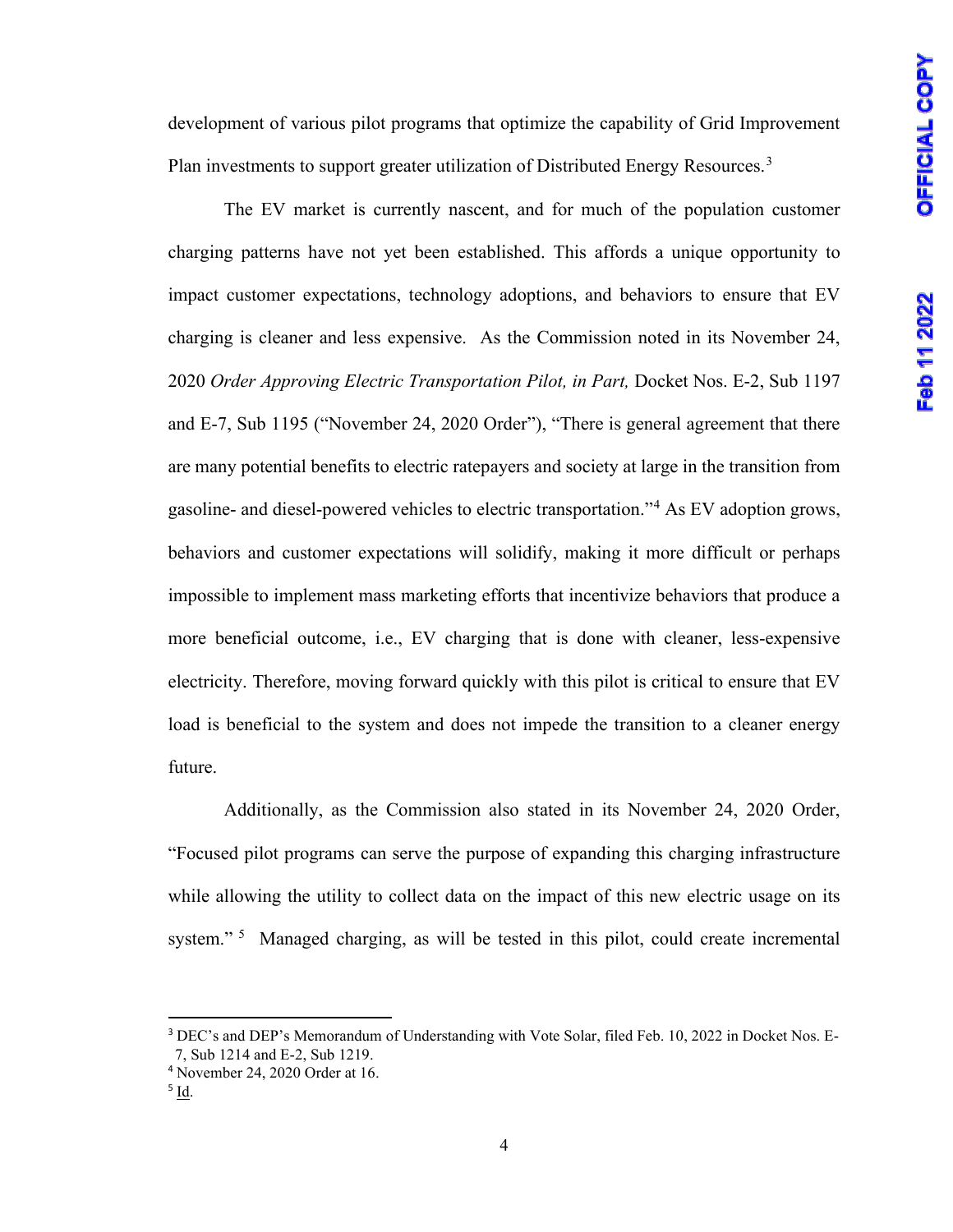development of various pilot programs that optimize the capability of Grid Improvement Plan investments to support greater utilization of Distributed Energy Resources.[3]

The EV market is currently nascent, and for much of the population customer charging patterns have not yet been established. This affords a unique opportunity to impact customer expectations, technology adoptions, and behaviors to ensure that EV charging is cleaner and less expensive. As the Commission noted in its November 24, 2020 *Order Approving Electric Transportation Pilot, in Part,* Docket Nos. E-2, Sub 1197 and E-7, Sub 1195 ("November 24, 2020 Order"), "There is general agreement that there are many potential benefits to electric ratepayers and society at large in the transition from gasoline- and diesel-powered vehicles to electric transportation."[4] As EV adoption grows, behaviors and customer expectations will solidify, making it more difficult or perhaps impossible to implement mass marketing efforts that incentivize behaviors that produce a more beneficial outcome, i.e., EV charging that is done with cleaner, less-expensive electricity. Therefore, moving forward quickly with this pilot is critical to ensure that EV load is beneficial to the system and does not impede the transition to a cleaner energy future.

Additionally, as the Commission also stated in its November 24, 2020 Order, "Focused pilot programs can serve the purpose of expanding this charging infrastructure while allowing the utility to collect data on the impact of this new electric usage on its system."[5] Managed charging, as will be tested in this pilot, could create incremental

---

[3] DEC's and DEP's Memorandum of Understanding with Vote Solar, filed Feb. 10, 2022 in Docket Nos. E-7, Sub 1214 and E-2, Sub 1219.

[4] November 24, 2020 Order at 16.

[5] Id.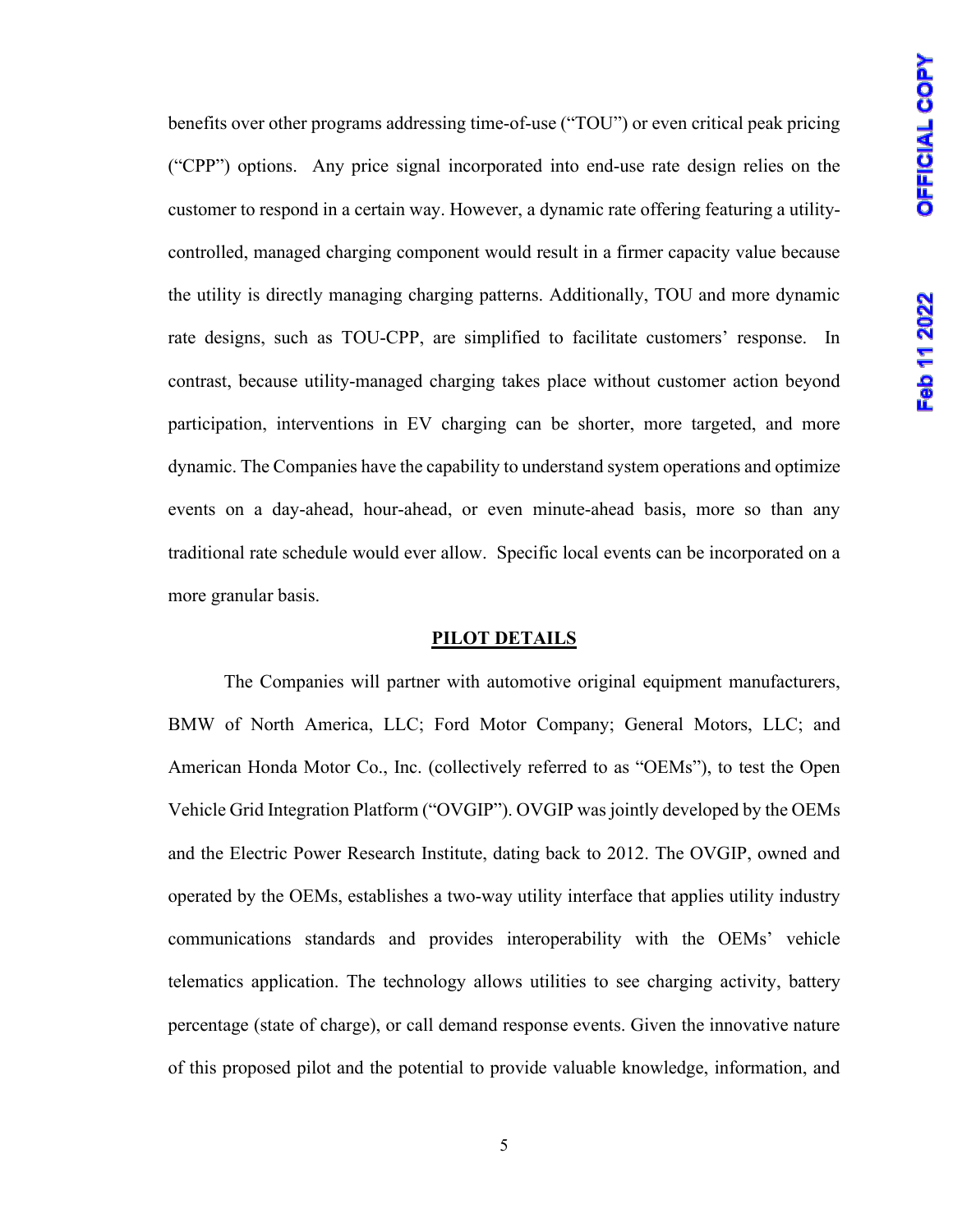benefits over other programs addressing time-of-use ("TOU") or even critical peak pricing ("CPP") options. Any price signal incorporated into end-use rate design relies on the customer to respond in a certain way. However, a dynamic rate offering featuring a utility-controlled, managed charging component would result in a firmer capacity value because the utility is directly managing charging patterns. Additionally, TOU and more dynamic rate designs, such as TOU-CPP, are simplified to facilitate customers' response. In contrast, because utility-managed charging takes place without customer action beyond participation, interventions in EV charging can be shorter, more targeted, and more dynamic. The Companies have the capability to understand system operations and optimize events on a day-ahead, hour-ahead, or even minute-ahead basis, more so than any traditional rate schedule would ever allow. Specific local events can be incorporated on a more granular basis.

## PILOT DETAILS

The Companies will partner with automotive original equipment manufacturers, BMW of North America, LLC; Ford Motor Company; General Motors, LLC; and American Honda Motor Co., Inc. (collectively referred to as "OEMs"), to test the Open Vehicle Grid Integration Platform ("OVGIP"). OVGIP was jointly developed by the OEMs and the Electric Power Research Institute, dating back to 2012. The OVGIP, owned and operated by the OEMs, establishes a two-way utility interface that applies utility industry communications standards and provides interoperability with the OEMs' vehicle telematics application. The technology allows utilities to see charging activity, battery percentage (state of charge), or call demand response events. Given the innovative nature of this proposed pilot and the potential to provide valuable knowledge, information, and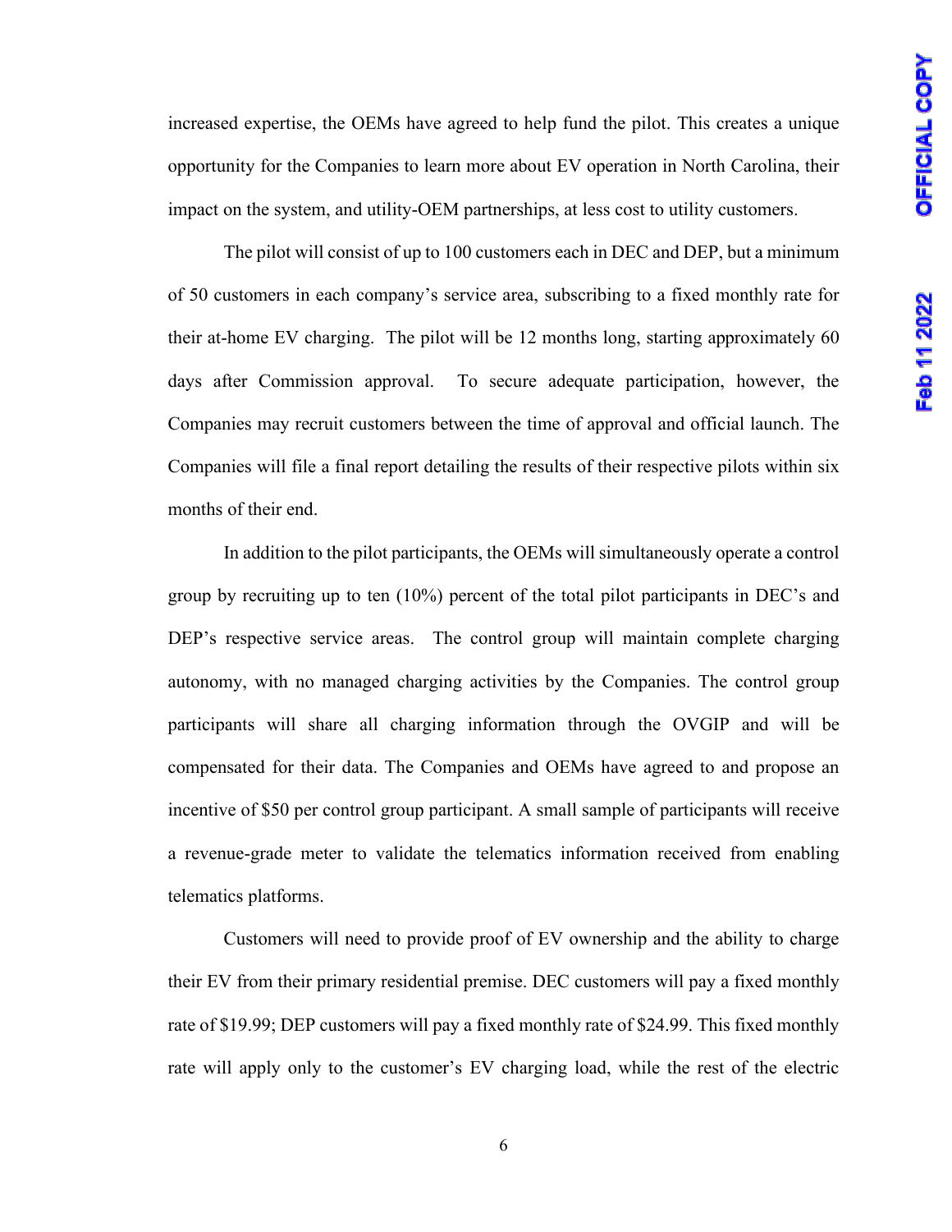increased expertise, the OEMs have agreed to help fund the pilot. This creates a unique opportunity for the Companies to learn more about EV operation in North Carolina, their impact on the system, and utility-OEM partnerships, at less cost to utility customers.

The pilot will consist of up to 100 customers each in DEC and DEP, but a minimum of 50 customers in each company's service area, subscribing to a fixed monthly rate for their at-home EV charging. The pilot will be 12 months long, starting approximately 60 days after Commission approval. To secure adequate participation, however, the Companies may recruit customers between the time of approval and official launch. The Companies will file a final report detailing the results of their respective pilots within six months of their end.

In addition to the pilot participants, the OEMs will simultaneously operate a control group by recruiting up to ten (10%) percent of the total pilot participants in DEC's and DEP's respective service areas. The control group will maintain complete charging autonomy, with no managed charging activities by the Companies. The control group participants will share all charging information through the OVGIP and will be compensated for their data. The Companies and OEMs have agreed to and propose an incentive of $50 per control group participant. A small sample of participants will receive a revenue-grade meter to validate the telematics information received from enabling telematics platforms.

Customers will need to provide proof of EV ownership and the ability to charge their EV from their primary residential premise. DEC customers will pay a fixed monthly rate of $19.99; DEP customers will pay a fixed monthly rate of $24.99. This fixed monthly rate will apply only to the customer's EV charging load, while the rest of the electric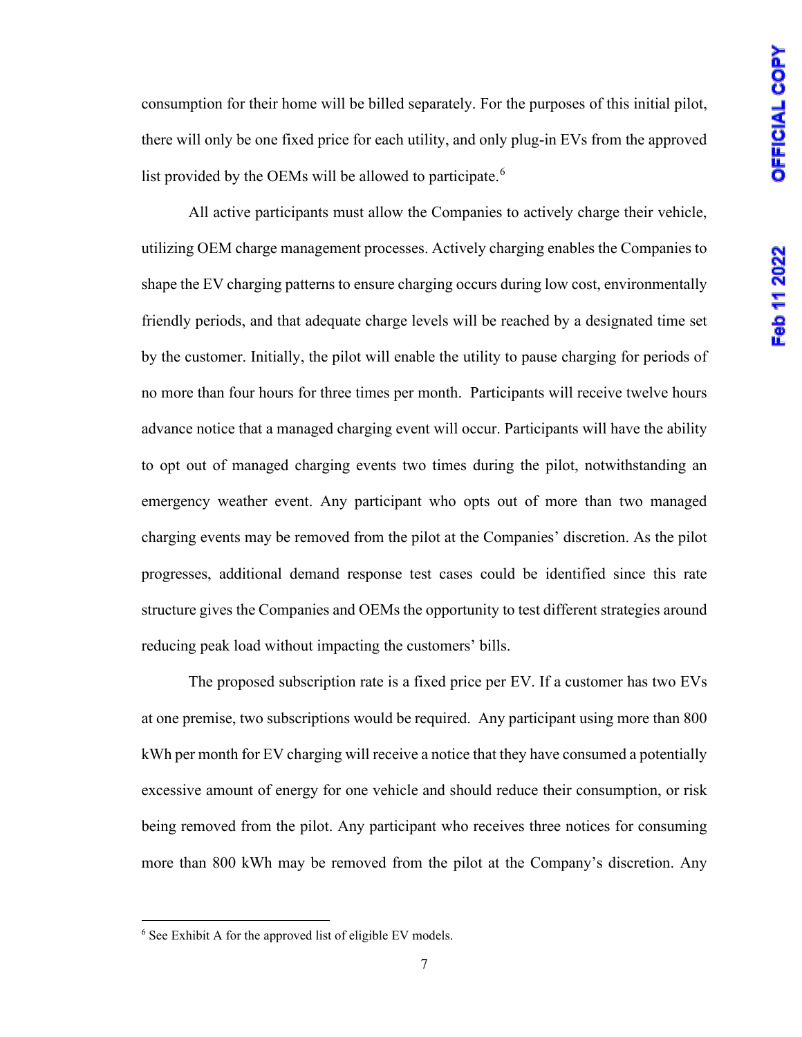consumption for their home will be billed separately. For the purposes of this initial pilot, there will only be one fixed price for each utility, and only plug-in EVs from the approved list provided by the OEMs will be allowed to participate.[6]

All active participants must allow the Companies to actively charge their vehicle, utilizing OEM charge management processes. Actively charging enables the Companies to shape the EV charging patterns to ensure charging occurs during low cost, environmentally friendly periods, and that adequate charge levels will be reached by a designated time set by the customer. Initially, the pilot will enable the utility to pause charging for periods of no more than four hours for three times per month. Participants will receive twelve hours advance notice that a managed charging event will occur. Participants will have the ability to opt out of managed charging events two times during the pilot, notwithstanding an emergency weather event. Any participant who opts out of more than two managed charging events may be removed from the pilot at the Companies' discretion. As the pilot progresses, additional demand response test cases could be identified since this rate structure gives the Companies and OEMs the opportunity to test different strategies around reducing peak load without impacting the customers' bills.

The proposed subscription rate is a fixed price per EV. If a customer has two EVs at one premise, two subscriptions would be required. Any participant using more than 800 kWh per month for EV charging will receive a notice that they have consumed a potentially excessive amount of energy for one vehicle and should reduce their consumption, or risk being removed from the pilot. Any participant who receives three notices for consuming more than 800 kWh may be removed from the pilot at the Company's discretion. Any

---

[6] See Exhibit A for the approved list of eligible EV models.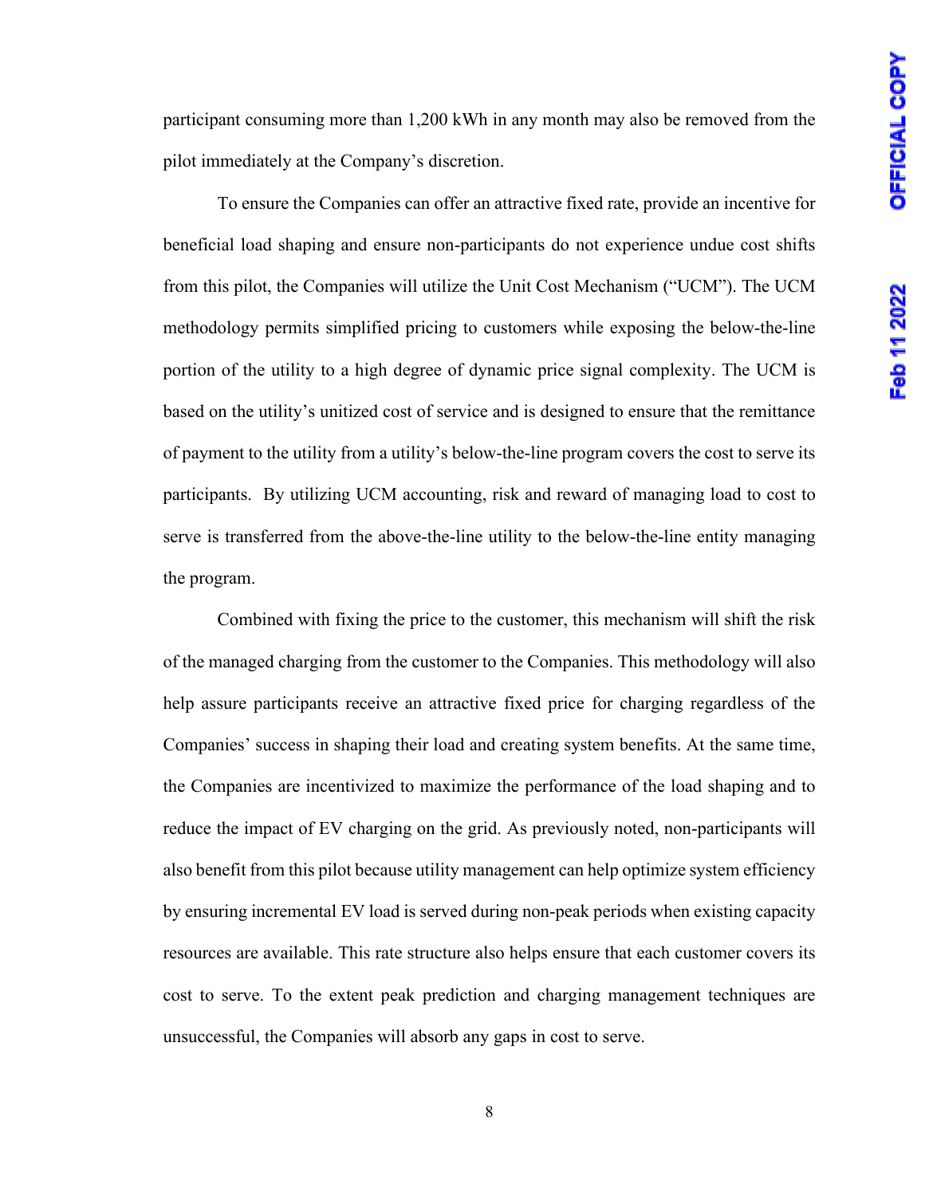participant consuming more than 1,200 kWh in any month may also be removed from the pilot immediately at the Company's discretion.

To ensure the Companies can offer an attractive fixed rate, provide an incentive for beneficial load shaping and ensure non-participants do not experience undue cost shifts from this pilot, the Companies will utilize the Unit Cost Mechanism ("UCM"). The UCM methodology permits simplified pricing to customers while exposing the below-the-line portion of the utility to a high degree of dynamic price signal complexity. The UCM is based on the utility's unitized cost of service and is designed to ensure that the remittance of payment to the utility from a utility's below-the-line program covers the cost to serve its participants. By utilizing UCM accounting, risk and reward of managing load to cost to serve is transferred from the above-the-line utility to the below-the-line entity managing the program.

Combined with fixing the price to the customer, this mechanism will shift the risk of the managed charging from the customer to the Companies. This methodology will also help assure participants receive an attractive fixed price for charging regardless of the Companies' success in shaping their load and creating system benefits. At the same time, the Companies are incentivized to maximize the performance of the load shaping and to reduce the impact of EV charging on the grid. As previously noted, non-participants will also benefit from this pilot because utility management can help optimize system efficiency by ensuring incremental EV load is served during non-peak periods when existing capacity resources are available. This rate structure also helps ensure that each customer covers its cost to serve. To the extent peak prediction and charging management techniques are unsuccessful, the Companies will absorb any gaps in cost to serve.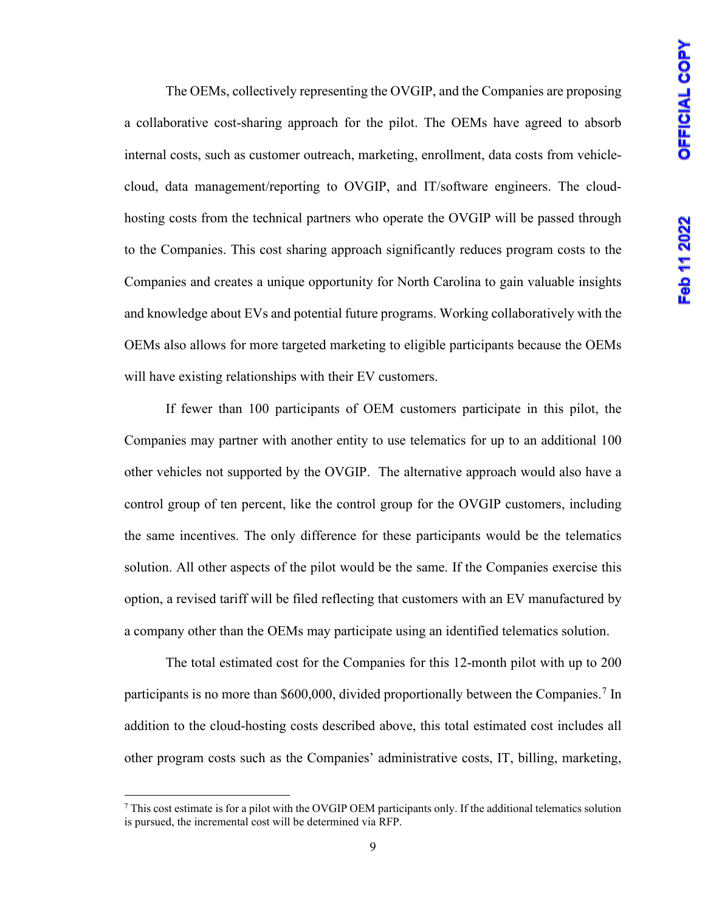The OEMs, collectively representing the OVGIP, and the Companies are proposing a collaborative cost-sharing approach for the pilot. The OEMs have agreed to absorb internal costs, such as customer outreach, marketing, enrollment, data costs from vehicle-cloud, data management/reporting to OVGIP, and IT/software engineers. The cloud-hosting costs from the technical partners who operate the OVGIP will be passed through to the Companies. This cost sharing approach significantly reduces program costs to the Companies and creates a unique opportunity for North Carolina to gain valuable insights and knowledge about EVs and potential future programs. Working collaboratively with the OEMs also allows for more targeted marketing to eligible participants because the OEMs will have existing relationships with their EV customers.

If fewer than 100 participants of OEM customers participate in this pilot, the Companies may partner with another entity to use telematics for up to an additional 100 other vehicles not supported by the OVGIP. The alternative approach would also have a control group of ten percent, like the control group for the OVGIP customers, including the same incentives. The only difference for these participants would be the telematics solution. All other aspects of the pilot would be the same. If the Companies exercise this option, a revised tariff will be filed reflecting that customers with an EV manufactured by a company other than the OEMs may participate using an identified telematics solution.

The total estimated cost for the Companies for this 12-month pilot with up to 200 participants is no more than $600,000, divided proportionally between the Companies.[7] In addition to the cloud-hosting costs described above, this total estimated cost includes all other program costs such as the Companies' administrative costs, IT, billing, marketing,

[7] This cost estimate is for a pilot with the OVGIP OEM participants only. If the additional telematics solution is pursued, the incremental cost will be determined via RFP.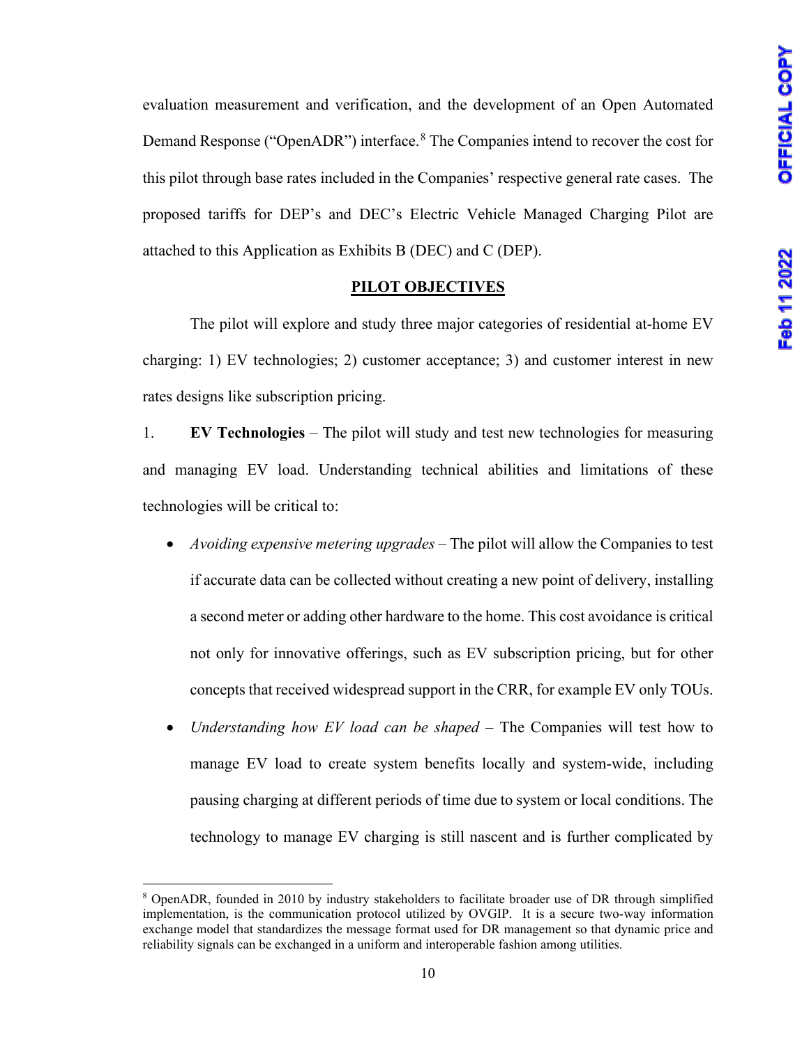evaluation measurement and verification, and the development of an Open Automated Demand Response ("OpenADR") interface.[8] The Companies intend to recover the cost for this pilot through base rates included in the Companies' respective general rate cases. The proposed tariffs for DEP's and DEC's Electric Vehicle Managed Charging Pilot are attached to this Application as Exhibits B (DEC) and C (DEP).

## PILOT OBJECTIVES

The pilot will explore and study three major categories of residential at-home EV charging: 1) EV technologies; 2) customer acceptance; 3) and customer interest in new rates designs like subscription pricing.

1. **EV Technologies** – The pilot will study and test new technologies for measuring and managing EV load. Understanding technical abilities and limitations of these technologies will be critical to:

- *Avoiding expensive metering upgrades* – The pilot will allow the Companies to test if accurate data can be collected without creating a new point of delivery, installing a second meter or adding other hardware to the home. This cost avoidance is critical not only for innovative offerings, such as EV subscription pricing, but for other concepts that received widespread support in the CRR, for example EV only TOUs.
- *Understanding how EV load can be shaped* – The Companies will test how to manage EV load to create system benefits locally and system-wide, including pausing charging at different periods of time due to system or local conditions. The technology to manage EV charging is still nascent and is further complicated by

[8] OpenADR, founded in 2010 by industry stakeholders to facilitate broader use of DR through simplified implementation, is the communication protocol utilized by OVGIP. It is a secure two-way information exchange model that standardizes the message format used for DR management so that dynamic price and reliability signals can be exchanged in a uniform and interoperable fashion among utilities.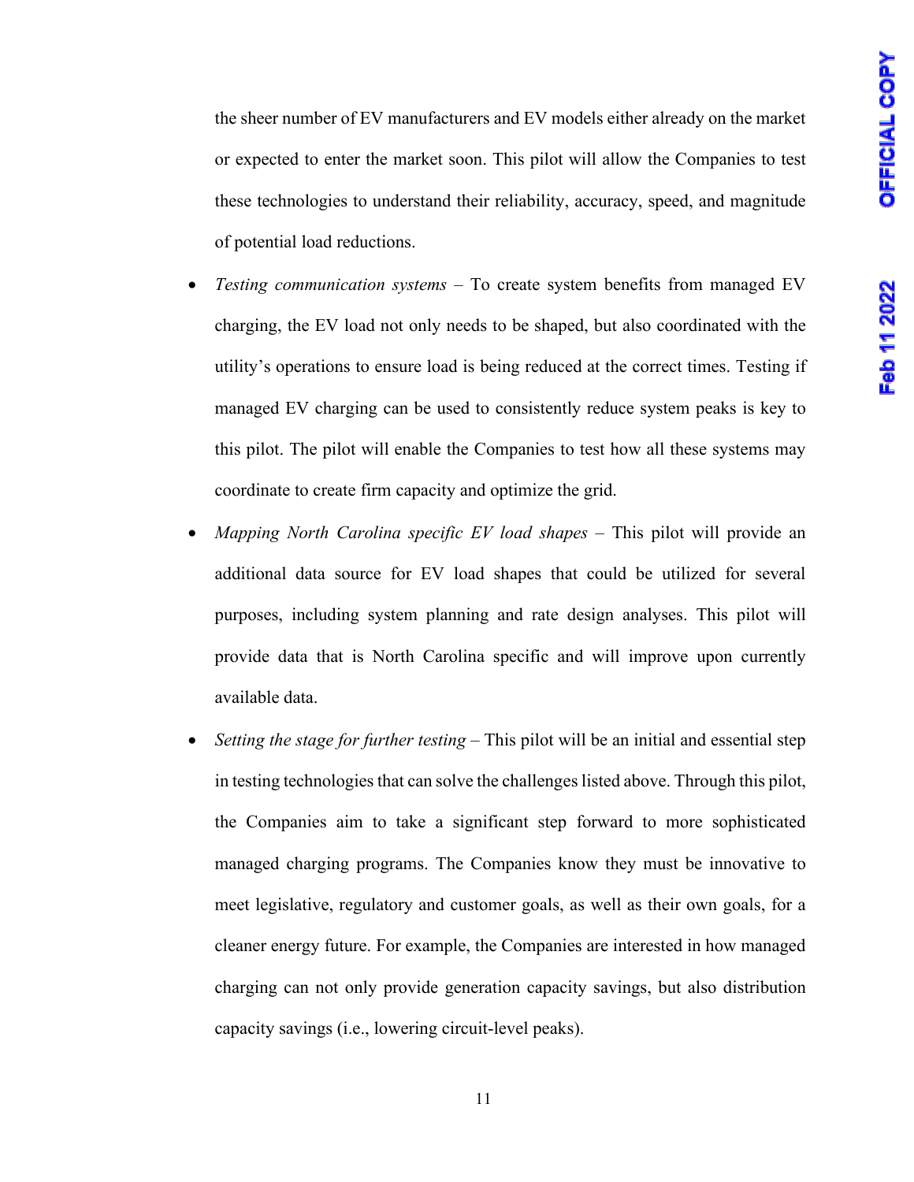the sheer number of EV manufacturers and EV models either already on the market or expected to enter the market soon. This pilot will allow the Companies to test these technologies to understand their reliability, accuracy, speed, and magnitude of potential load reductions.

- *Testing communication systems* – To create system benefits from managed EV charging, the EV load not only needs to be shaped, but also coordinated with the utility's operations to ensure load is being reduced at the correct times. Testing if managed EV charging can be used to consistently reduce system peaks is key to this pilot. The pilot will enable the Companies to test how all these systems may coordinate to create firm capacity and optimize the grid.
- *Mapping North Carolina specific EV load shapes* – This pilot will provide an additional data source for EV load shapes that could be utilized for several purposes, including system planning and rate design analyses. This pilot will provide data that is North Carolina specific and will improve upon currently available data.
- *Setting the stage for further testing* – This pilot will be an initial and essential step in testing technologies that can solve the challenges listed above. Through this pilot, the Companies aim to take a significant step forward to more sophisticated managed charging programs. The Companies know they must be innovative to meet legislative, regulatory and customer goals, as well as their own goals, for a cleaner energy future. For example, the Companies are interested in how managed charging can not only provide generation capacity savings, but also distribution capacity savings (i.e., lowering circuit-level peaks).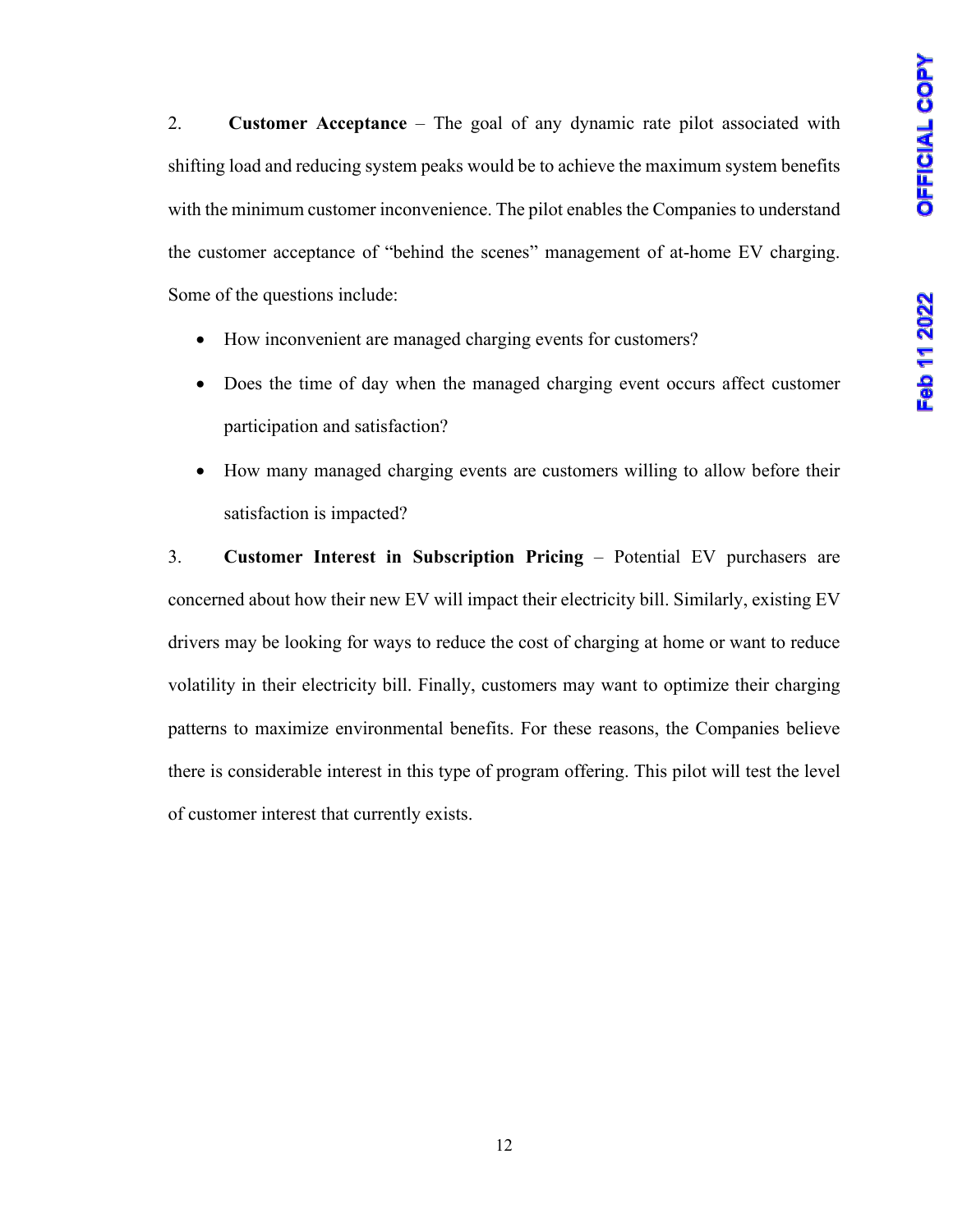2. **Customer Acceptance** – The goal of any dynamic rate pilot associated with shifting load and reducing system peaks would be to achieve the maximum system benefits with the minimum customer inconvenience. The pilot enables the Companies to understand the customer acceptance of "behind the scenes" management of at-home EV charging. Some of the questions include:

- How inconvenient are managed charging events for customers?
- Does the time of day when the managed charging event occurs affect customer participation and satisfaction?
- How many managed charging events are customers willing to allow before their satisfaction is impacted?

3. **Customer Interest in Subscription Pricing** – Potential EV purchasers are concerned about how their new EV will impact their electricity bill. Similarly, existing EV drivers may be looking for ways to reduce the cost of charging at home or want to reduce volatility in their electricity bill. Finally, customers may want to optimize their charging patterns to maximize environmental benefits. For these reasons, the Companies believe there is considerable interest in this type of program offering. This pilot will test the level of customer interest that currently exists.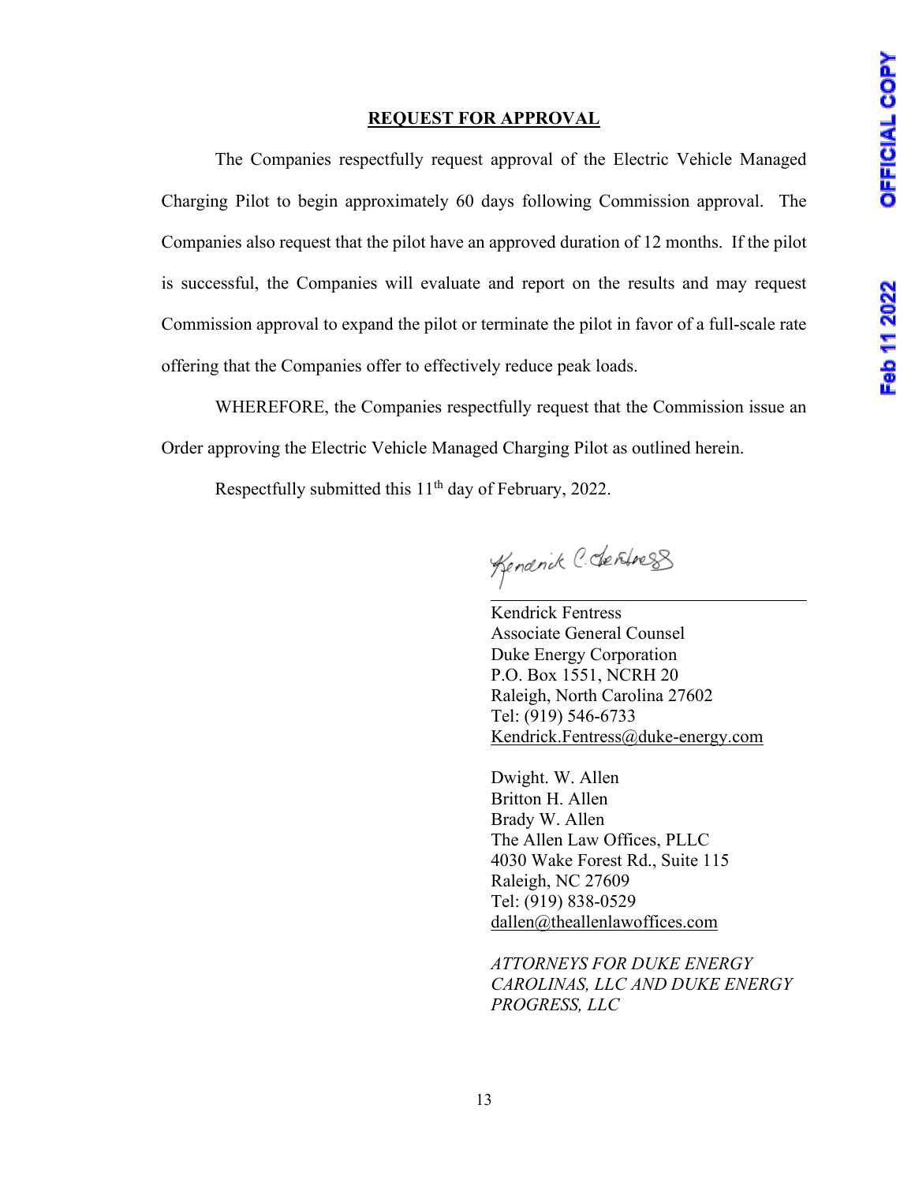## REQUEST FOR APPROVAL

The Companies respectfully request approval of the Electric Vehicle Managed Charging Pilot to begin approximately 60 days following Commission approval. The Companies also request that the pilot have an approved duration of 12 months. If the pilot is successful, the Companies will evaluate and report on the results and may request Commission approval to expand the pilot or terminate the pilot in favor of a full-scale rate offering that the Companies offer to effectively reduce peak loads.

WHEREFORE, the Companies respectfully request that the Commission issue an Order approving the Electric Vehicle Managed Charging Pilot as outlined herein.

Respectfully submitted this 11th day of February, 2022.

Kendrick C. Fentress

Kendrick Fentress
Associate General Counsel
Duke Energy Corporation
P.O. Box 1551, NCRH 20
Raleigh, North Carolina 27602
Tel: (919) 546-6733
Kendrick.Fentress@duke-energy.com

Dwight. W. Allen
Britton H. Allen
Brady W. Allen
The Allen Law Offices, PLLC
4030 Wake Forest Rd., Suite 115
Raleigh, NC 27609
Tel: (919) 838-0529
dallen@theallenlawoffices.com

*ATTORNEYS FOR DUKE ENERGY CAROLINAS, LLC AND DUKE ENERGY PROGRESS, LLC*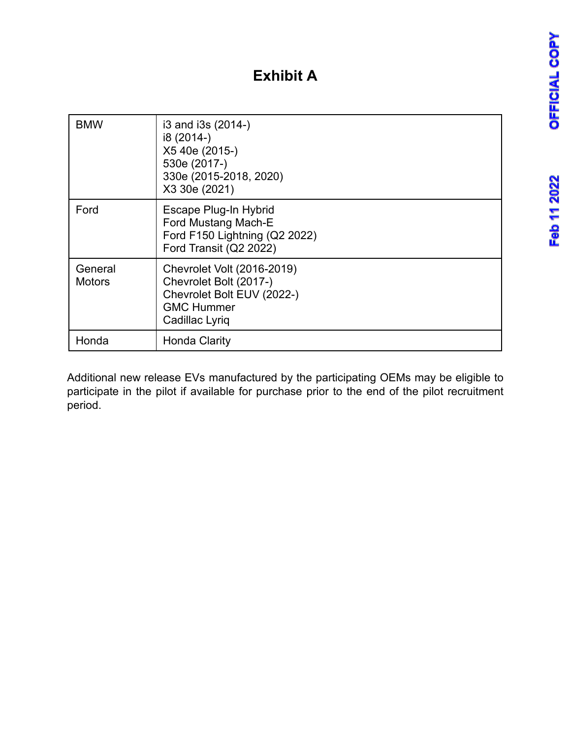# Exhibit A

| | |
|---|---|
| BMW | i3 and i3s (2014-)<br>i8 (2014-)<br>X5 40e (2015-)<br>530e (2017-)<br>330e (2015-2018, 2020)<br>X3 30e (2021) |
| Ford | Escape Plug-In Hybrid<br>Ford Mustang Mach-E<br>Ford F150 Lightning (Q2 2022)<br>Ford Transit (Q2 2022) |
| General Motors | Chevrolet Volt (2016-2019)<br>Chevrolet Bolt (2017-)<br>Chevrolet Bolt EUV (2022-)<br>GMC Hummer<br>Cadillac Lyriq |
| Honda | Honda Clarity |

Additional new release EVs manufactured by the participating OEMs may be eligible to participate in the pilot if available for purchase prior to the end of the pilot recruitment period.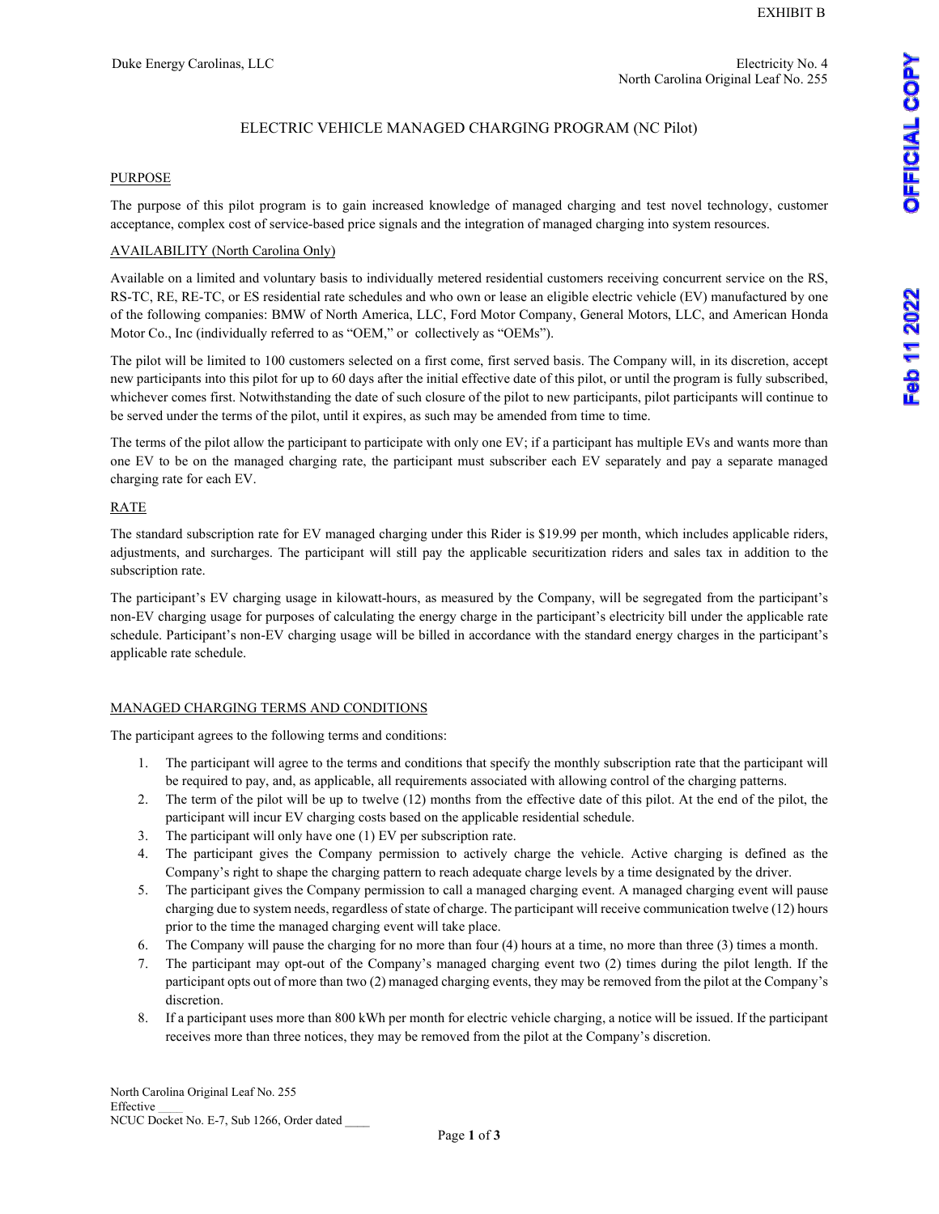EXHIBIT B

Duke Energy Carolinas, LLC

Electricity No. 4
North Carolina Original Leaf No. 255

# ELECTRIC VEHICLE MANAGED CHARGING PROGRAM (NC Pilot)

## PURPOSE

The purpose of this pilot program is to gain increased knowledge of managed charging and test novel technology, customer acceptance, complex cost of service-based price signals and the integration of managed charging into system resources.

## AVAILABILITY (North Carolina Only)

Available on a limited and voluntary basis to individually metered residential customers receiving concurrent service on the RS, RS-TC, RE, RE-TC, or ES residential rate schedules and who own or lease an eligible electric vehicle (EV) manufactured by one of the following companies: BMW of North America, LLC, Ford Motor Company, General Motors, LLC, and American Honda Motor Co., Inc (individually referred to as "OEM," or collectively as "OEMs").

The pilot will be limited to 100 customers selected on a first come, first served basis. The Company will, in its discretion, accept new participants into this pilot for up to 60 days after the initial effective date of this pilot, or until the program is fully subscribed, whichever comes first. Notwithstanding the date of such closure of the pilot to new participants, pilot participants will continue to be served under the terms of the pilot, until it expires, as such may be amended from time to time.

The terms of the pilot allow the participant to participate with only one EV; if a participant has multiple EVs and wants more than one EV to be on the managed charging rate, the participant must subscriber each EV separately and pay a separate managed charging rate for each EV.

## RATE

The standard subscription rate for EV managed charging under this Rider is $19.99 per month, which includes applicable riders, adjustments, and surcharges. The participant will still pay the applicable securitization riders and sales tax in addition to the subscription rate.

The participant's EV charging usage in kilowatt-hours, as measured by the Company, will be segregated from the participant's non-EV charging usage for purposes of calculating the energy charge in the participant's electricity bill under the applicable rate schedule. Participant's non-EV charging usage will be billed in accordance with the standard energy charges in the participant's applicable rate schedule.

## MANAGED CHARGING TERMS AND CONDITIONS

The participant agrees to the following terms and conditions:

1. The participant will agree to the terms and conditions that specify the monthly subscription rate that the participant will be required to pay, and, as applicable, all requirements associated with allowing control of the charging patterns.
2. The term of the pilot will be up to twelve (12) months from the effective date of this pilot. At the end of the pilot, the participant will incur EV charging costs based on the applicable residential schedule.
3. The participant will only have one (1) EV per subscription rate.
4. The participant gives the Company permission to actively charge the vehicle. Active charging is defined as the Company's right to shape the charging pattern to reach adequate charge levels by a time designated by the driver.
5. The participant gives the Company permission to call a managed charging event. A managed charging event will pause charging due to system needs, regardless of state of charge. The participant will receive communication twelve (12) hours prior to the time the managed charging event will take place.
6. The Company will pause the charging for no more than four (4) hours at a time, no more than three (3) times a month.
7. The participant may opt-out of the Company's managed charging event two (2) times during the pilot length. If the participant opts out of more than two (2) managed charging events, they may be removed from the pilot at the Company's discretion.
8. If a participant uses more than 800 kWh per month for electric vehicle charging, a notice will be issued. If the participant receives more than three notices, they may be removed from the pilot at the Company's discretion.

North Carolina Original Leaf No. 255
Effective ____
NCUC Docket No. E-7, Sub 1266, Order dated ____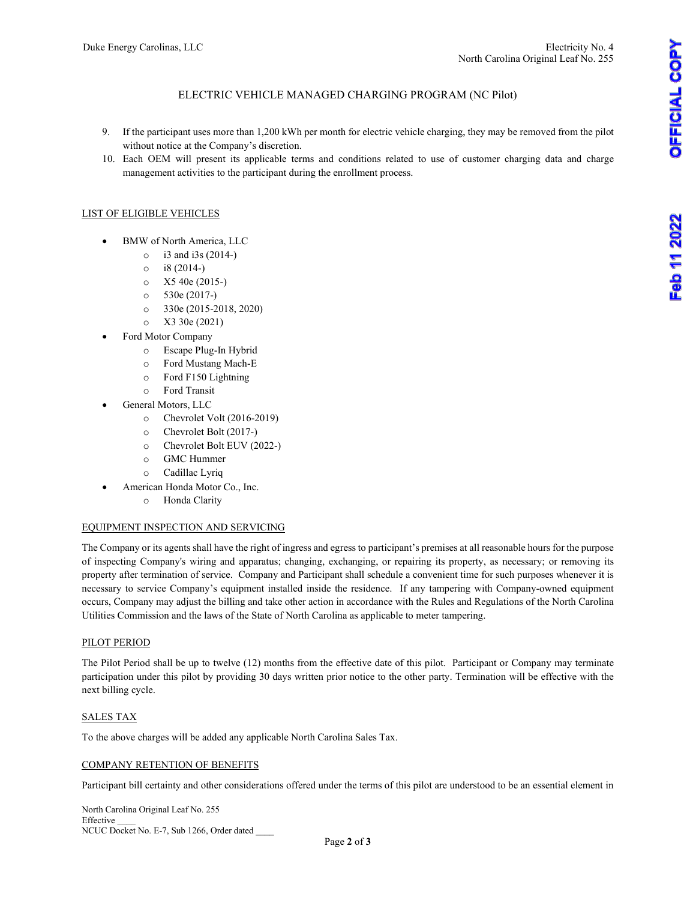ELECTRIC VEHICLE MANAGED CHARGING PROGRAM (NC Pilot)

9. If the participant uses more than 1,200 kWh per month for electric vehicle charging, they may be removed from the pilot without notice at the Company's discretion.
10. Each OEM will present its applicable terms and conditions related to use of customer charging data and charge management activities to the participant during the enrollment process.

## LIST OF ELIGIBLE VEHICLES

- BMW of North America, LLC
  - i3 and i3s (2014-)
  - i8 (2014-)
  - X5 40e (2015-)
  - 530e (2017-)
  - 330e (2015-2018, 2020)
  - X3 30e (2021)
- Ford Motor Company
  - Escape Plug-In Hybrid
  - Ford Mustang Mach-E
  - Ford F150 Lightning
  - Ford Transit
- General Motors, LLC
  - Chevrolet Volt (2016-2019)
  - Chevrolet Bolt (2017-)
  - Chevrolet Bolt EUV (2022-)
  - GMC Hummer
  - Cadillac Lyriq
- American Honda Motor Co., Inc.
  - Honda Clarity

## EQUIPMENT INSPECTION AND SERVICING

The Company or its agents shall have the right of ingress and egress to participant's premises at all reasonable hours for the purpose of inspecting Company's wiring and apparatus; changing, exchanging, or repairing its property, as necessary; or removing its property after termination of service. Company and Participant shall schedule a convenient time for such purposes whenever it is necessary to service Company's equipment installed inside the residence. If any tampering with Company-owned equipment occurs, Company may adjust the billing and take other action in accordance with the Rules and Regulations of the North Carolina Utilities Commission and the laws of the State of North Carolina as applicable to meter tampering.

## PILOT PERIOD

The Pilot Period shall be up to twelve (12) months from the effective date of this pilot. Participant or Company may terminate participation under this pilot by providing 30 days written prior notice to the other party. Termination will be effective with the next billing cycle.

## SALES TAX

To the above charges will be added any applicable North Carolina Sales Tax.

## COMPANY RETENTION OF BENEFITS

Participant bill certainty and other considerations offered under the terms of this pilot are understood to be an essential element in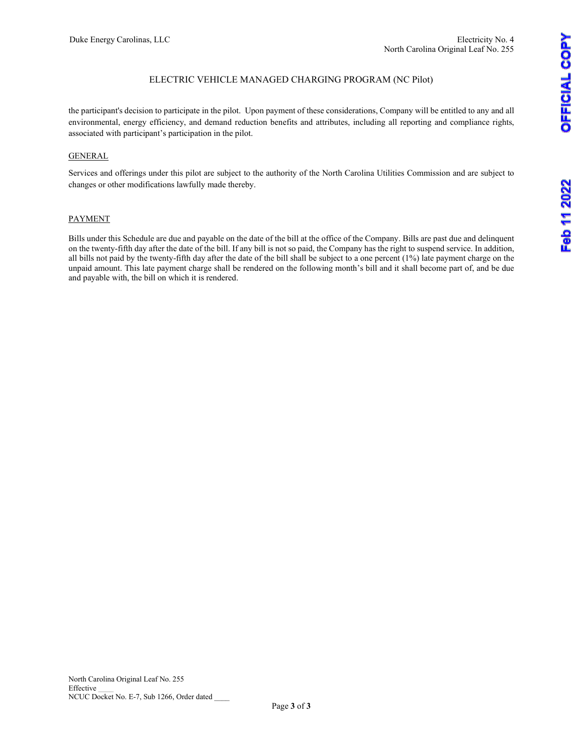the participant's decision to participate in the pilot. Upon payment of these considerations, Company will be entitled to any and all environmental, energy efficiency, and demand reduction benefits and attributes, including all reporting and compliance rights, associated with participant's participation in the pilot.

## GENERAL

Services and offerings under this pilot are subject to the authority of the North Carolina Utilities Commission and are subject to changes or other modifications lawfully made thereby.

## PAYMENT

Bills under this Schedule are due and payable on the date of the bill at the office of the Company. Bills are past due and delinquent on the twenty-fifth day after the date of the bill. If any bill is not so paid, the Company has the right to suspend service. In addition, all bills not paid by the twenty-fifth day after the date of the bill shall be subject to a one percent (1%) late payment charge on the unpaid amount. This late payment charge shall be rendered on the following month's bill and it shall become part of, and be due and payable with, the bill on which it is rendered.

North Carolina Original Leaf No. 255
Effective ____
NCUC Docket No. E-7, Sub 1266, Order dated ____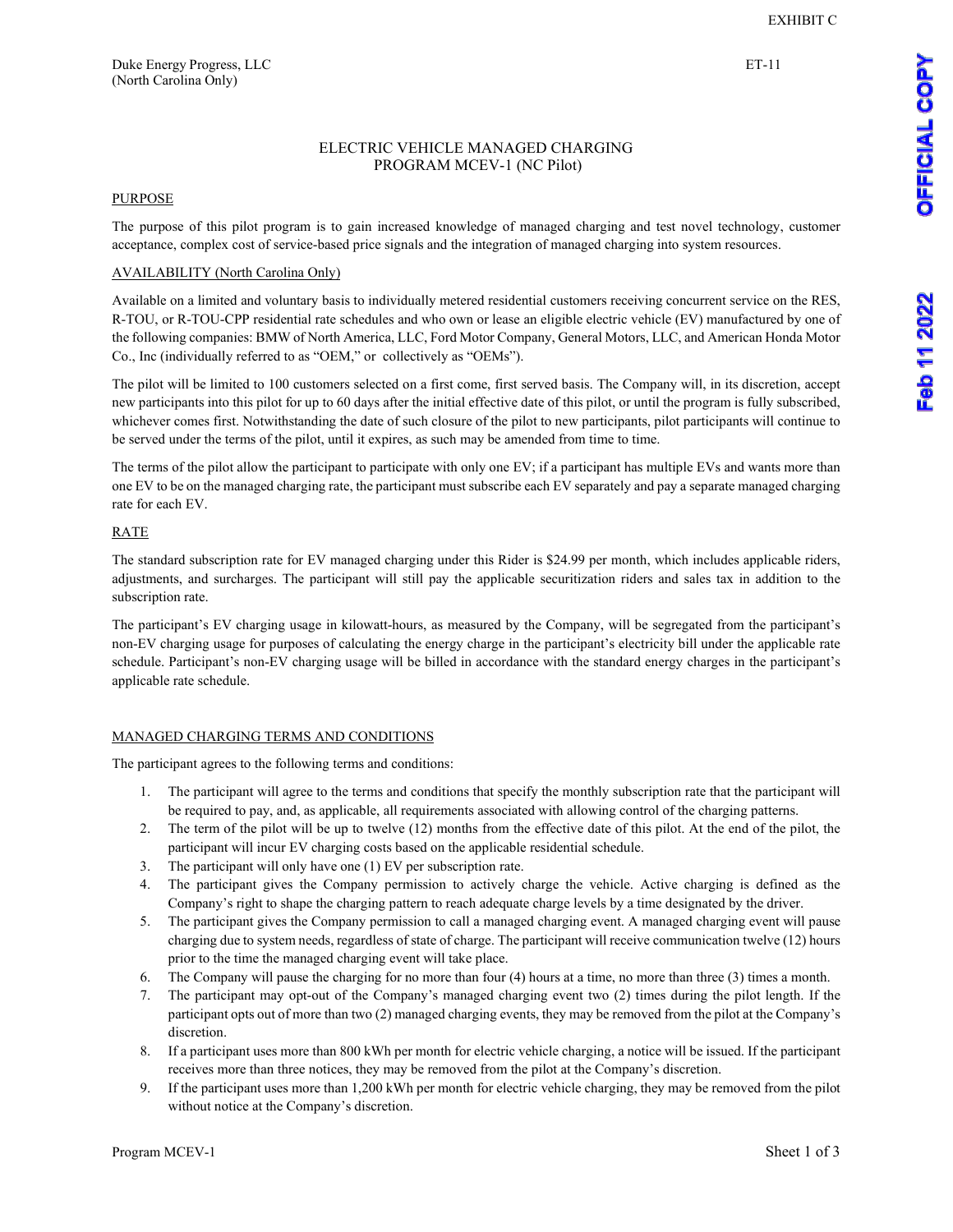EXHIBIT C

Duke Energy Progress, LLC
(North Carolina Only)

ET-11

# ELECTRIC VEHICLE MANAGED CHARGING PROGRAM MCEV-1 (NC Pilot)

## PURPOSE

The purpose of this pilot program is to gain increased knowledge of managed charging and test novel technology, customer acceptance, complex cost of service-based price signals and the integration of managed charging into system resources.

## AVAILABILITY (North Carolina Only)

Available on a limited and voluntary basis to individually metered residential customers receiving concurrent service on the RES, R-TOU, or R-TOU-CPP residential rate schedules and who own or lease an eligible electric vehicle (EV) manufactured by one of the following companies: BMW of North America, LLC, Ford Motor Company, General Motors, LLC, and American Honda Motor Co., Inc (individually referred to as "OEM," or collectively as "OEMs").

The pilot will be limited to 100 customers selected on a first come, first served basis. The Company will, in its discretion, accept new participants into this pilot for up to 60 days after the initial effective date of this pilot, or until the program is fully subscribed, whichever comes first. Notwithstanding the date of such closure of the pilot to new participants, pilot participants will continue to be served under the terms of the pilot, until it expires, as such may be amended from time to time.

The terms of the pilot allow the participant to participate with only one EV; if a participant has multiple EVs and wants more than one EV to be on the managed charging rate, the participant must subscribe each EV separately and pay a separate managed charging rate for each EV.

## RATE

The standard subscription rate for EV managed charging under this Rider is $24.99 per month, which includes applicable riders, adjustments, and surcharges. The participant will still pay the applicable securitization riders and sales tax in addition to the subscription rate.

The participant's EV charging usage in kilowatt-hours, as measured by the Company, will be segregated from the participant's non-EV charging usage for purposes of calculating the energy charge in the participant's electricity bill under the applicable rate schedule. Participant's non-EV charging usage will be billed in accordance with the standard energy charges in the participant's applicable rate schedule.

## MANAGED CHARGING TERMS AND CONDITIONS

The participant agrees to the following terms and conditions:

1. The participant will agree to the terms and conditions that specify the monthly subscription rate that the participant will be required to pay, and, as applicable, all requirements associated with allowing control of the charging patterns.
2. The term of the pilot will be up to twelve (12) months from the effective date of this pilot. At the end of the pilot, the participant will incur EV charging costs based on the applicable residential schedule.
3. The participant will only have one (1) EV per subscription rate.
4. The participant gives the Company permission to actively charge the vehicle. Active charging is defined as the Company's right to shape the charging pattern to reach adequate charge levels by a time designated by the driver.
5. The participant gives the Company permission to call a managed charging event. A managed charging event will pause charging due to system needs, regardless of state of charge. The participant will receive communication twelve (12) hours prior to the time the managed charging event will take place.
6. The Company will pause the charging for no more than four (4) hours at a time, no more than three (3) times a month.
7. The participant may opt-out of the Company's managed charging event two (2) times during the pilot length. If the participant opts out of more than two (2) managed charging events, they may be removed from the pilot at the Company's discretion.
8. If a participant uses more than 800 kWh per month for electric vehicle charging, a notice will be issued. If the participant receives more than three notices, they may be removed from the pilot at the Company's discretion.
9. If the participant uses more than 1,200 kWh per month for electric vehicle charging, they may be removed from the pilot without notice at the Company's discretion.

Program MCEV-1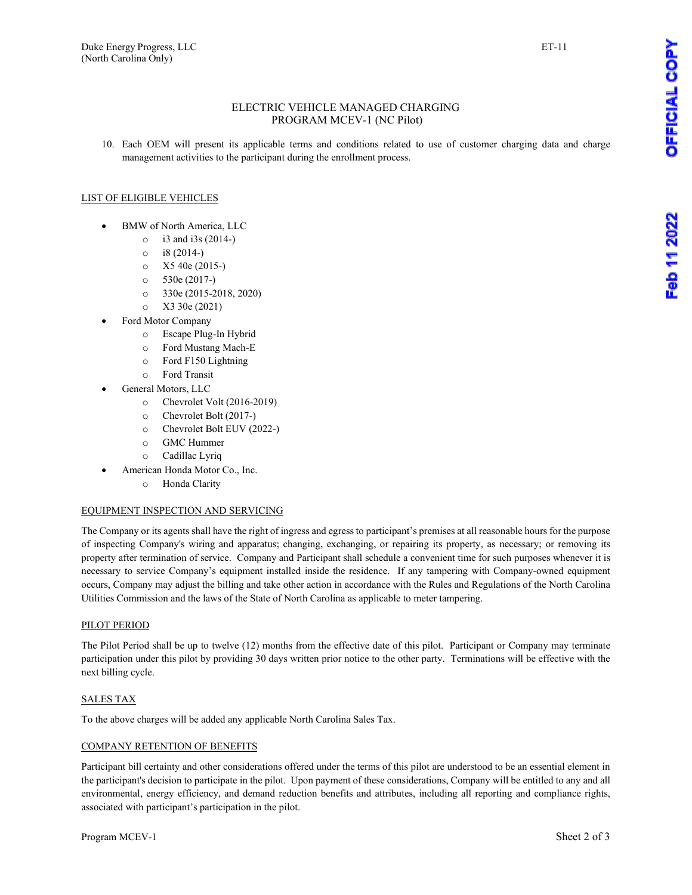## ELECTRIC VEHICLE MANAGED CHARGING PROGRAM MCEV-1 (NC Pilot)

10. Each OEM will present its applicable terms and conditions related to use of customer charging data and charge management activities to the participant during the enrollment process.

### LIST OF ELIGIBLE VEHICLES

- BMW of North America, LLC
  - i3 and i3s (2014-)
  - i8 (2014-)
  - X5 40e (2015-)
  - 530e (2017-)
  - 330e (2015-2018, 2020)
  - X3 30e (2021)
- Ford Motor Company
  - Escape Plug-In Hybrid
  - Ford Mustang Mach-E
  - Ford F150 Lightning
  - Ford Transit
- General Motors, LLC
  - Chevrolet Volt (2016-2019)
  - Chevrolet Bolt (2017-)
  - Chevrolet Bolt EUV (2022-)
  - GMC Hummer
  - Cadillac Lyriq
- American Honda Motor Co., Inc.
  - Honda Clarity

### EQUIPMENT INSPECTION AND SERVICING

The Company or its agents shall have the right of ingress and egress to participant's premises at all reasonable hours for the purpose of inspecting Company's wiring and apparatus; changing, exchanging, or repairing its property, as necessary; or removing its property after termination of service. Company and Participant shall schedule a convenient time for such purposes whenever it is necessary to service Company's equipment installed inside the residence. If any tampering with Company-owned equipment occurs, Company may adjust the billing and take other action in accordance with the Rules and Regulations of the North Carolina Utilities Commission and the laws of the State of North Carolina as applicable to meter tampering.

### PILOT PERIOD

The Pilot Period shall be up to twelve (12) months from the effective date of this pilot. Participant or Company may terminate participation under this pilot by providing 30 days written prior notice to the other party. Terminations will be effective with the next billing cycle.

### SALES TAX

To the above charges will be added any applicable North Carolina Sales Tax.

### COMPANY RETENTION OF BENEFITS

Participant bill certainty and other considerations offered under the terms of this pilot are understood to be an essential element in the participant's decision to participate in the pilot. Upon payment of these considerations, Company will be entitled to any and all environmental, energy efficiency, and demand reduction benefits and attributes, including all reporting and compliance rights, associated with participant's participation in the pilot.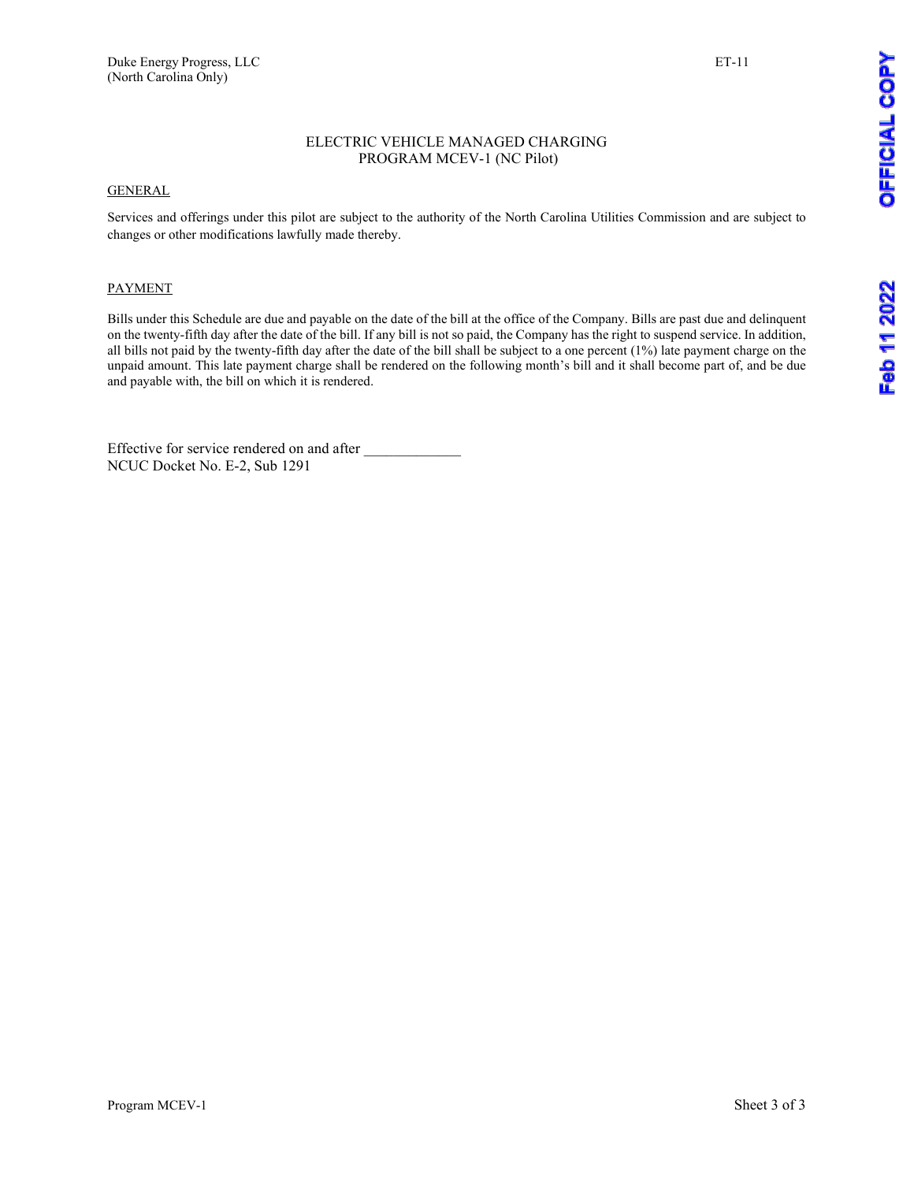# ELECTRIC VEHICLE MANAGED CHARGING PROGRAM MCEV-1 (NC Pilot)

## GENERAL

Services and offerings under this pilot are subject to the authority of the North Carolina Utilities Commission and are subject to changes or other modifications lawfully made thereby.

## PAYMENT

Bills under this Schedule are due and payable on the date of the bill at the office of the Company. Bills are past due and delinquent on the twenty-fifth day after the date of the bill. If any bill is not so paid, the Company has the right to suspend service. In addition, all bills not paid by the twenty-fifth day after the date of the bill shall be subject to a one percent (1%) late payment charge on the unpaid amount. This late payment charge shall be rendered on the following month's bill and it shall become part of, and be due and payable with, the bill on which it is rendered.

Effective for service rendered on and after _____________
NCUC Docket No. E-2, Sub 1291